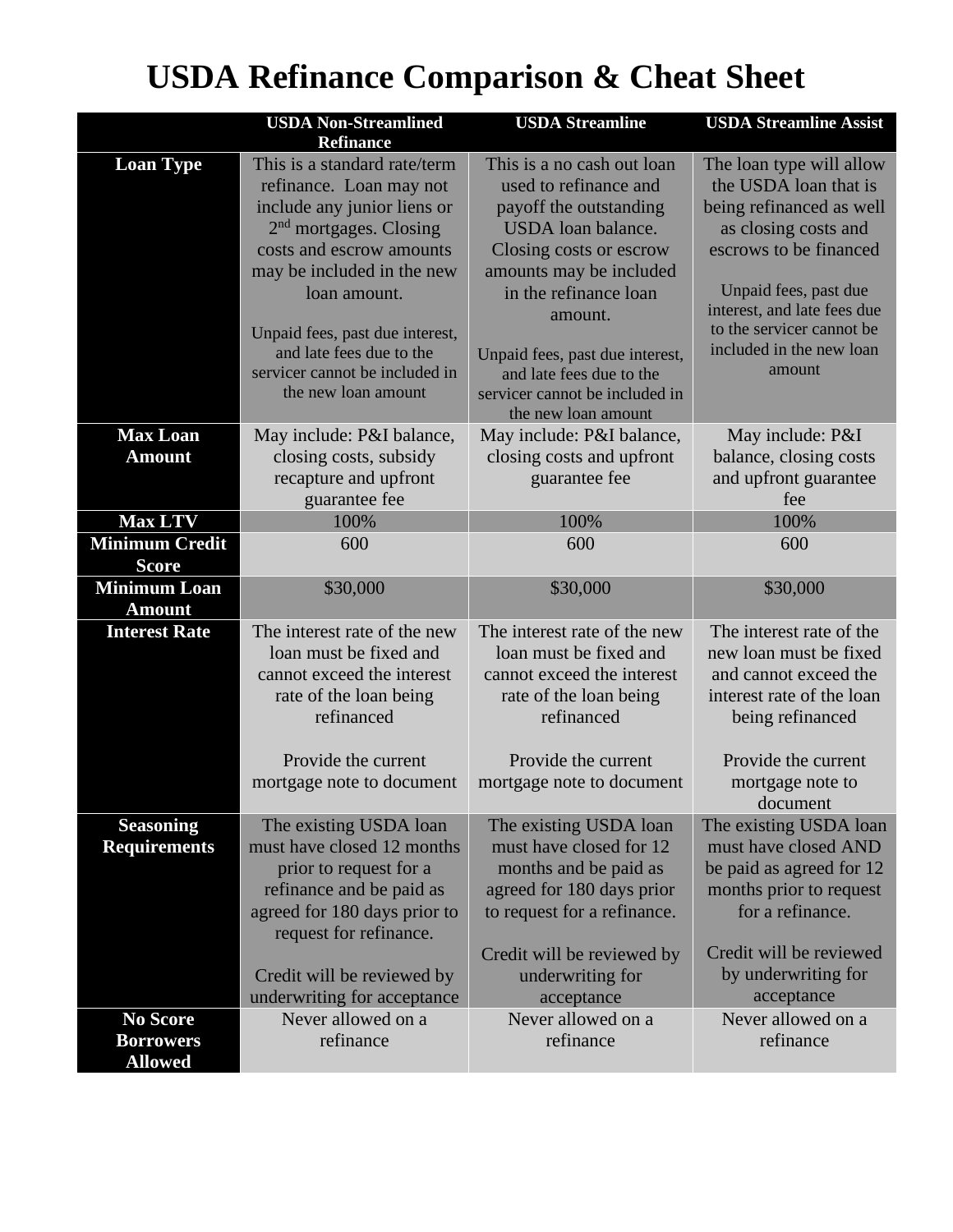# USDA Refinance Comparison & Cheat Sheet

| | USDA Non-Streamlined Refinance | USDA Streamline | USDA Streamline Assist |
|---|---|---|---|
| **Loan Type** | This is a standard rate/term refinance. Loan may not include any junior liens or 2nd mortgages. Closing costs and escrow amounts may be included in the new loan amount.<br><br>Unpaid fees, past due interest, and late fees due to the servicer cannot be included in the new loan amount | This is a no cash out loan used to refinance and payoff the outstanding USDA loan balance. Closing costs or escrow amounts may be included in the refinance loan amount.<br><br>Unpaid fees, past due interest, and late fees due to the servicer cannot be included in the new loan amount | The loan type will allow the USDA loan that is being refinanced as well as closing costs and escrows to be financed<br><br>Unpaid fees, past due interest, and late fees due to the servicer cannot be included in the new loan amount |
| **Max Loan Amount** | May include: P&I balance, closing costs, subsidy recapture and upfront guarantee fee | May include: P&I balance, closing costs and upfront guarantee fee | May include: P&I balance, closing costs and upfront guarantee fee |
| **Max LTV** | 100% | 100% | 100% |
| **Minimum Credit Score** | 600 | 600 | 600 |
| **Minimum Loan Amount** | $30,000 | $30,000 | $30,000 |
| **Interest Rate** | The interest rate of the new loan must be fixed and cannot exceed the interest rate of the loan being refinanced<br><br>Provide the current mortgage note to document | The interest rate of the new loan must be fixed and cannot exceed the interest rate of the loan being refinanced<br><br>Provide the current mortgage note to document | The interest rate of the new loan must be fixed and cannot exceed the interest rate of the loan being refinanced<br><br>Provide the current mortgage note to document |
| **Seasoning Requirements** | The existing USDA loan must have closed 12 months prior to request for a refinance and be paid as agreed for 180 days prior to request for refinance.<br><br>Credit will be reviewed by underwriting for acceptance | The existing USDA loan must have closed for 12 months and be paid as agreed for 180 days prior to request for a refinance.<br><br>Credit will be reviewed by underwriting for acceptance | The existing USDA loan must have closed AND be paid as agreed for 12 months prior to request for a refinance.<br><br>Credit will be reviewed by underwriting for acceptance |
| **No Score Borrowers Allowed** | Never allowed on a refinance | Never allowed on a refinance | Never allowed on a refinance |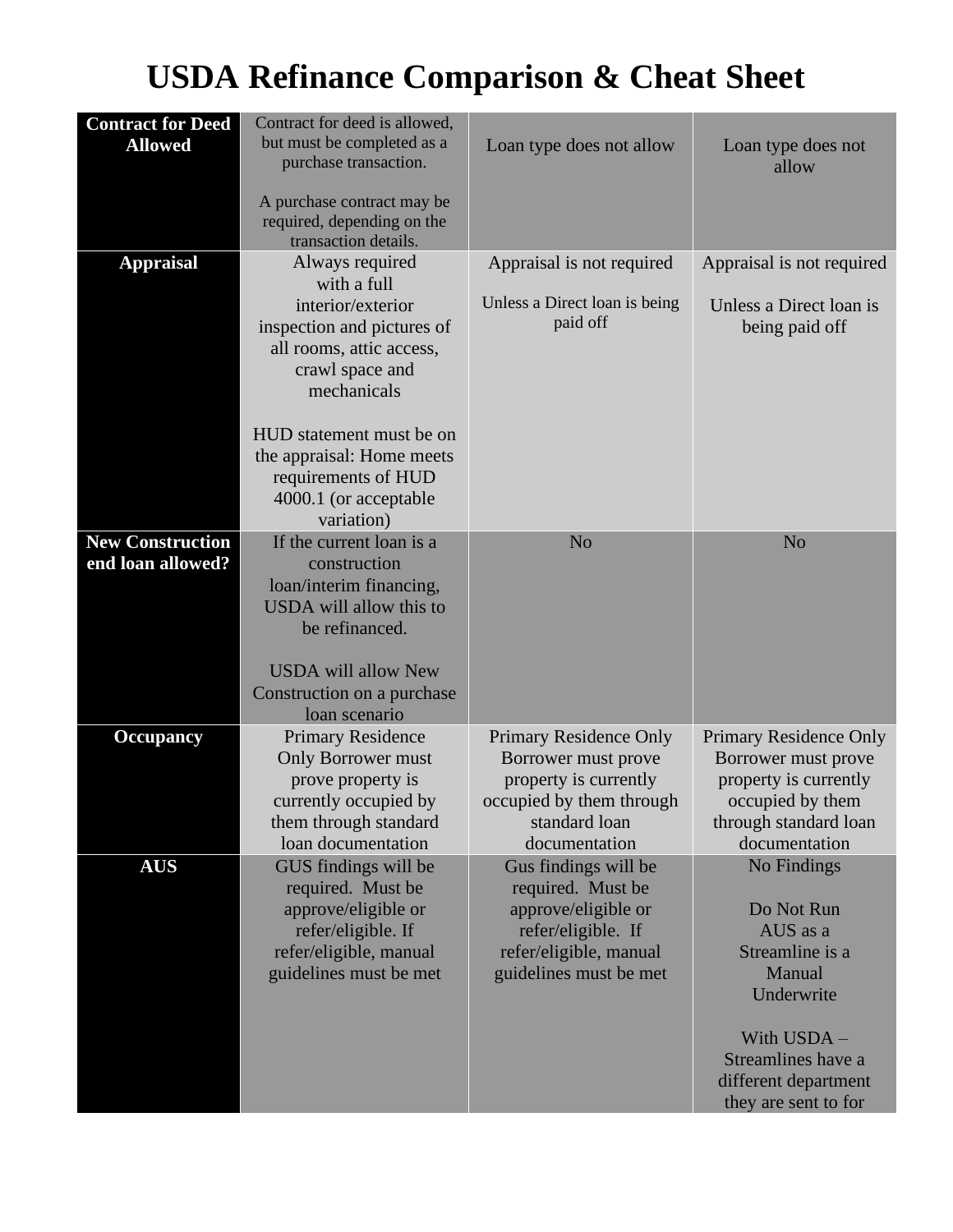# USDA Refinance Comparison & Cheat Sheet

| | | | |
|---|---|---|---|
| **Contract for Deed Allowed** | Contract for deed is allowed, but must be completed as a purchase transaction.<br><br>A purchase contract may be required, depending on the transaction details. | Loan type does not allow | Loan type does not allow |
| **Appraisal** | Always required with a full interior/exterior inspection and pictures of all rooms, attic access, crawl space and mechanicals<br><br>HUD statement must be on the appraisal: Home meets requirements of HUD 4000.1 (or acceptable variation) | Appraisal is not required<br><br>Unless a Direct loan is being paid off | Appraisal is not required<br><br>Unless a Direct loan is being paid off |
| **New Construction end loan allowed?** | If the current loan is a construction loan/interim financing, USDA will allow this to be refinanced.<br><br>USDA will allow New Construction on a purchase loan scenario | No | No |
| **Occupancy** | Primary Residence Only Borrower must prove property is currently occupied by them through standard loan documentation | Primary Residence Only Borrower must prove property is currently occupied by them through standard loan documentation | Primary Residence Only Borrower must prove property is currently occupied by them through standard loan documentation |
| **AUS** | GUS findings will be required. Must be approve/eligible or refer/eligible. If refer/eligible, manual guidelines must be met | Gus findings will be required. Must be approve/eligible or refer/eligible. If refer/eligible, manual guidelines must be met | No Findings<br><br>Do Not Run AUS as a Streamline is a Manual Underwrite<br><br>With USDA – Streamlines have a different department they are sent to for |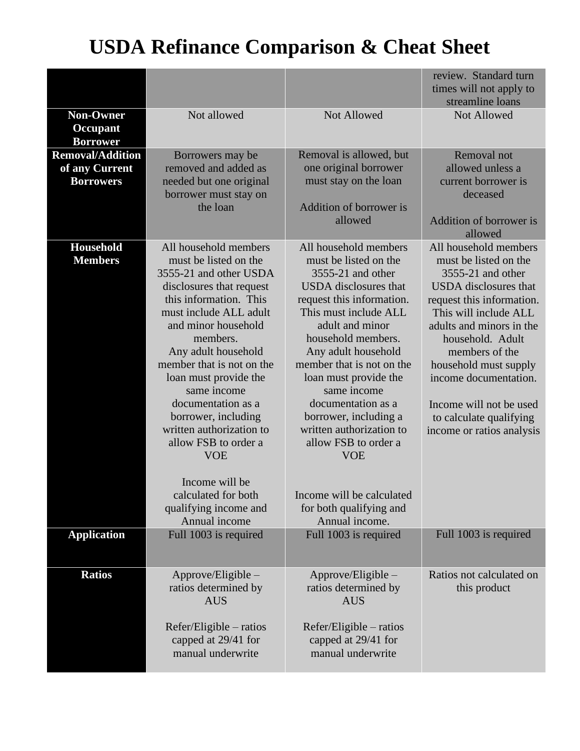# USDA Refinance Comparison & Cheat Sheet

| | | | |
|---|---|---|---|
| | | | review. Standard turn times will not apply to streamline loans |
| **Non-Owner Occupant Borrower** | Not allowed | Not Allowed | Not Allowed |
| **Removal/Addition of any Current Borrowers** | Borrowers may be removed and added as needed but one original borrower must stay on the loan | Removal is allowed, but one original borrower must stay on the loan<br><br>Addition of borrower is allowed | Removal not allowed unless a current borrower is deceased<br><br>Addition of borrower is allowed |
| **Household Members** | All household members must be listed on the 3555-21 and other USDA disclosures that request this information. This must include ALL adult and minor household members.<br>Any adult household member that is not on the loan must provide the same income documentation as a borrower, including written authorization to allow FSB to order a VOE<br><br>Income will be calculated for both qualifying income and Annual income | All household members must be listed on the 3555-21 and other USDA disclosures that request this information. This must include ALL adult and minor household members.<br>Any adult household member that is not on the loan must provide the same income documentation as a borrower, including a written authorization to allow FSB to order a VOE<br><br>Income will be calculated for both qualifying and Annual income. | All household members must be listed on the 3555-21 and other USDA disclosures that request this information. This will include ALL adults and minors in the household. Adult members of the household must supply income documentation.<br><br>Income will not be used to calculate qualifying income or ratios analysis |
| **Application** | Full 1003 is required | Full 1003 is required | Full 1003 is required |
| **Ratios** | Approve/Eligible – ratios determined by AUS<br><br>Refer/Eligible – ratios capped at 29/41 for manual underwrite | Approve/Eligible – ratios determined by AUS<br><br>Refer/Eligible – ratios capped at 29/41 for manual underwrite | Ratios not calculated on this product |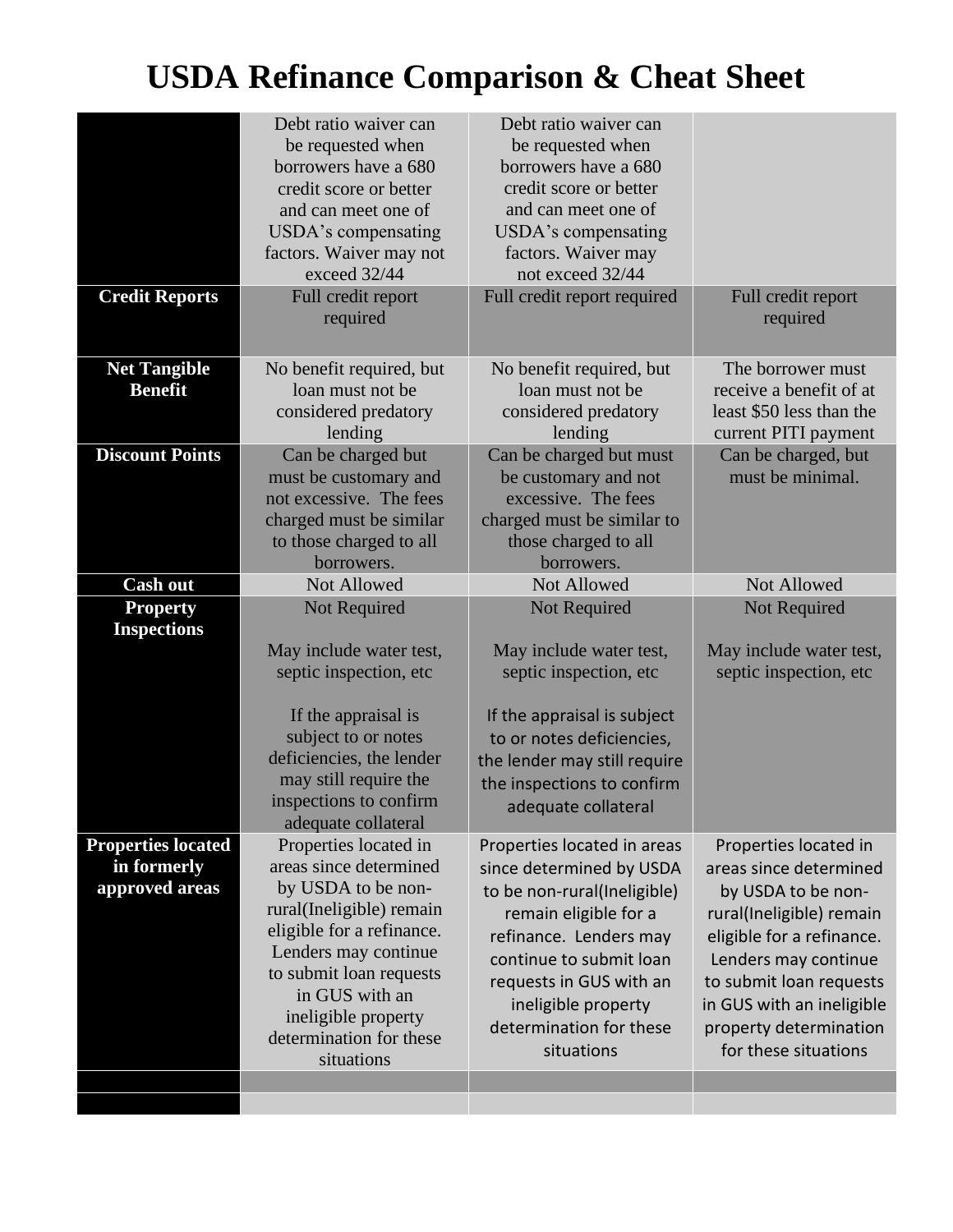# USDA Refinance Comparison & Cheat Sheet

| | | | |
|---|---|---|---|
| | Debt ratio waiver can be requested when borrowers have a 680 credit score or better and can meet one of USDA's compensating factors. Waiver may not exceed 32/44 | Debt ratio waiver can be requested when borrowers have a 680 credit score or better and can meet one of USDA's compensating factors. Waiver may not exceed 32/44 | |
| **Credit Reports** | Full credit report required | Full credit report required | Full credit report required |
| **Net Tangible Benefit** | No benefit required, but loan must not be considered predatory lending | No benefit required, but loan must not be considered predatory lending | The borrower must receive a benefit of at least $50 less than the current PITI payment |
| **Discount Points** | Can be charged but must be customary and not excessive. The fees charged must be similar to those charged to all borrowers. | Can be charged but must be customary and not excessive. The fees charged must be similar to those charged to all borrowers. | Can be charged, but must be minimal. |
| **Cash out** | Not Allowed | Not Allowed | Not Allowed |
| **Property Inspections** | Not Required<br><br>May include water test, septic inspection, etc<br><br>If the appraisal is subject to or notes deficiencies, the lender may still require the inspections to confirm adequate collateral | Not Required<br><br>May include water test, septic inspection, etc<br><br>If the appraisal is subject to or notes deficiencies, the lender may still require the inspections to confirm adequate collateral | Not Required<br><br>May include water test, septic inspection, etc |
| **Properties located in formerly approved areas** | Properties located in areas since determined by USDA to be non-rural(Ineligible) remain eligible for a refinance. Lenders may continue to submit loan requests in GUS with an ineligible property determination for these situations | Properties located in areas since determined by USDA to be non-rural(Ineligible) remain eligible for a refinance. Lenders may continue to submit loan requests in GUS with an ineligible property determination for these situations | Properties located in areas since determined by USDA to be non-rural(Ineligible) remain eligible for a refinance. Lenders may continue to submit loan requests in GUS with an ineligible property determination for these situations |
| | | | |
| | | | |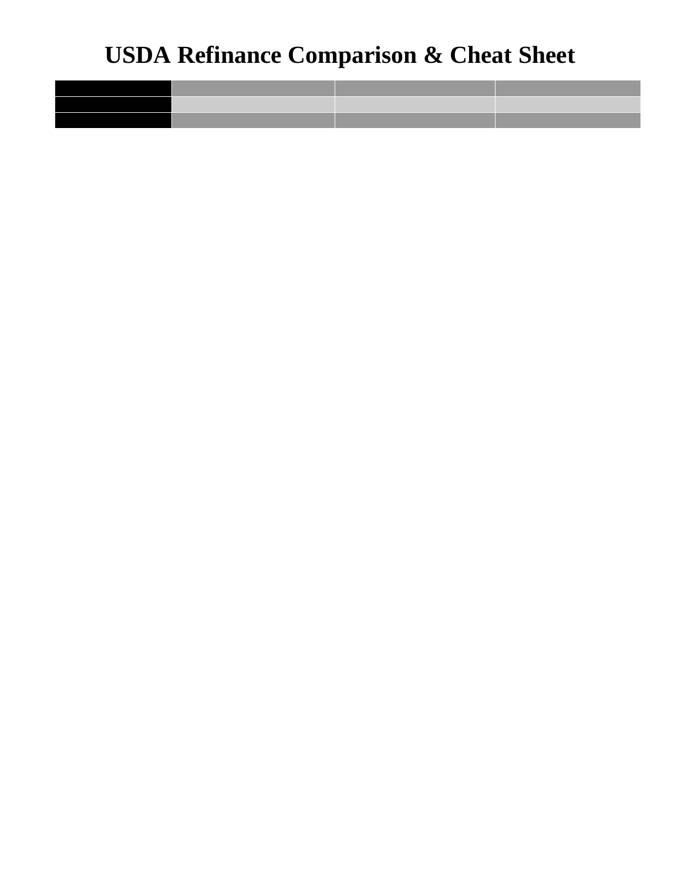# USDA Refinance Comparison & Cheat Sheet

| | | | |
|---|---|---|---|
| | | | |
| | | | |